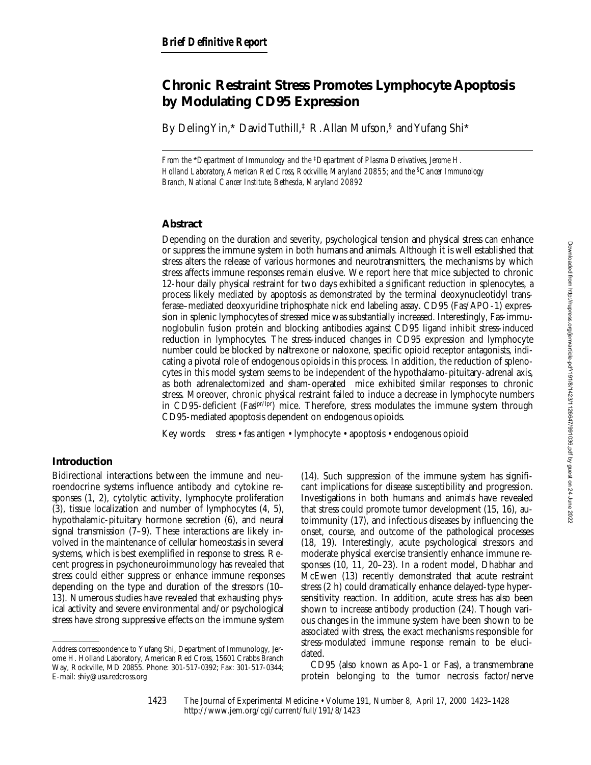**Brief Definitive Report**

# Chronic Restraint Stress Promotes Lymphocyte Apoptosis by Modulating CD95 Expression

By Deling Yin,* David Tuthill,‡ R. Allan Mufson,§ and Yufang Shi*

*From the \*Department of Immunology and the ‡Department of Plasma Derivatives, Jerome H. Holland Laboratory, American Red Cross, Rockville, Maryland 20855; and the §Cancer Immunology Branch, National Cancer Institute, Bethesda, Maryland 20892*

## Abstract

Depending on the duration and severity, psychological tension and physical stress can enhance or suppress the immune system in both humans and animals. Although it is well established that stress alters the release of various hormones and neurotransmitters, the mechanisms by which stress affects immune responses remain elusive. We report here that mice subjected to chronic 12-hour daily physical restraint for two days exhibited a significant reduction in splenocytes, a process likely mediated by apoptosis as demonstrated by the terminal deoxynucleotidyl transferase–mediated deoxyuridine triphosphate nick end labeling assay. CD95 (Fas/APO-1) expression in splenic lymphocytes of stressed mice was substantially increased. Interestingly, Fas-immunoglobulin fusion protein and blocking antibodies against CD95 ligand inhibit stress-induced reduction in lymphocytes. The stress-induced changes in CD95 expression and lymphocyte number could be blocked by naltrexone or naloxone, specific opioid receptor antagonists, indicating a pivotal role of endogenous opioids in this process. In addition, the reduction of splenocytes in this model system seems to be independent of the hypothalamo-pituitary-adrenal axis, as both adrenalectomized and sham-operated mice exhibited similar responses to chronic stress. Moreover, chronic physical restraint failed to induce a decrease in lymphocyte numbers in CD95-deficient (Fas$^{lpr/lpr}$) mice. Therefore, stress modulates the immune system through CD95-mediated apoptosis dependent on endogenous opioids.

Key words: stress • fas antigen • lymphocyte • apoptosis • endogenous opioid

## Introduction

Bidirectional interactions between the immune and neuroendocrine systems influence antibody and cytokine responses (1, 2), cytolytic activity, lymphocyte proliferation (3), tissue localization and number of lymphocytes (4, 5), hypothalamic-pituitary hormone secretion (6), and neural signal transmission (7–9). These interactions are likely involved in the maintenance of cellular homeostasis in several systems, which is best exemplified in response to stress. Recent progress in psychoneuroimmunology has revealed that stress could either suppress or enhance immune responses depending on the type and duration of the stressors (10–13). Numerous studies have revealed that exhausting physical activity and severe environmental and/or psychological stress have strong suppressive effects on the immune system (14). Such suppression of the immune system has significant implications for disease susceptibility and progression. Investigations in both humans and animals have revealed that stress could promote tumor development (15, 16), autoimmunity (17), and infectious diseases by influencing the onset, course, and outcome of the pathological processes (18, 19). Interestingly, acute psychological stressors and moderate physical exercise transiently enhance immune responses (10, 11, 20–23). In a rodent model, Dhabhar and McEwen (13) recently demonstrated that acute restraint stress (2 h) could dramatically enhance delayed-type hypersensitivity reaction. In addition, acute stress has also been shown to increase antibody production (24). Though various changes in the immune system have been shown to be associated with stress, the exact mechanisms responsible for stress-modulated immune response remain to be elucidated.

CD95 (also known as Apo-1 or Fas), a transmembrane protein belonging to the tumor necrosis factor/nerve

Address correspondence to Yufang Shi, Department of Immunology, Jerome H. Holland Laboratory, American Red Cross, 15601 Crabbs Branch Way, Rockville, MD 20855. Phone: 301-517-0392; Fax: 301-517-0344; E-mail: shiy@usa.redcross.org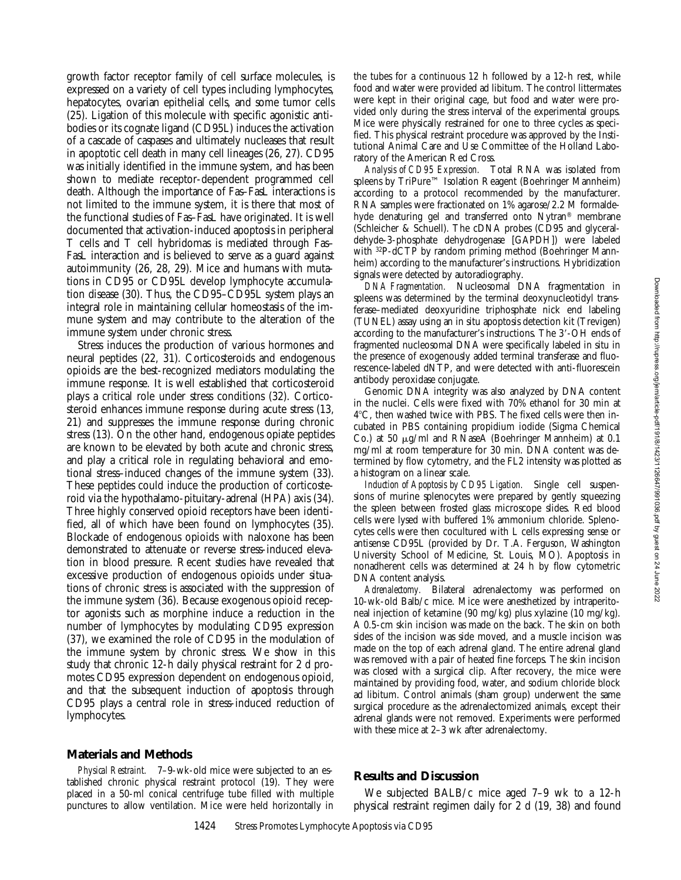growth factor receptor family of cell surface molecules, is expressed on a variety of cell types including lymphocytes, hepatocytes, ovarian epithelial cells, and some tumor cells (25). Ligation of this molecule with specific agonistic antibodies or its cognate ligand (CD95L) induces the activation of a cascade of caspases and ultimately nucleases that result in apoptotic cell death in many cell lineages (26, 27). CD95 was initially identified in the immune system, and has been shown to mediate receptor-dependent programmed cell death. Although the importance of Fas–FasL interactions is not limited to the immune system, it is there that most of the functional studies of Fas–FasL have originated. It is well documented that activation-induced apoptosis in peripheral T cells and T cell hybridomas is mediated through Fas–FasL interaction and is believed to serve as a guard against autoimmunity (26, 28, 29). Mice and humans with mutations in CD95 or CD95L develop lymphocyte accumulation disease (30). Thus, the CD95–CD95L system plays an integral role in maintaining cellular homeostasis of the immune system and may contribute to the alteration of the immune system under chronic stress.

Stress induces the production of various hormones and neural peptides (22, 31). Corticosteroids and endogenous opioids are the best-recognized mediators modulating the immune response. It is well established that corticosteroid plays a critical role under stress conditions (32). Corticosteroid enhances immune response during acute stress (13, 21) and suppresses the immune response during chronic stress (13). On the other hand, endogenous opiate peptides are known to be elevated by both acute and chronic stress, and play a critical role in regulating behavioral and emotional stress–induced changes of the immune system (33). These peptides could induce the production of corticosteroid via the hypothalamo-pituitary-adrenal (HPA) axis (34). Three highly conserved opioid receptors have been identified, all of which have been found on lymphocytes (35). Blockade of endogenous opioids with naloxone has been demonstrated to attenuate or reverse stress-induced elevation in blood pressure. Recent studies have revealed that excessive production of endogenous opioids under situations of chronic stress is associated with the suppression of the immune system (36). Because exogenous opioid receptor agonists such as morphine induce a reduction in the number of lymphocytes by modulating CD95 expression (37), we examined the role of CD95 in the modulation of the immune system by chronic stress. We show in this study that chronic 12-h daily physical restraint for 2 d promotes CD95 expression dependent on endogenous opioid, and that the subsequent induction of apoptosis through CD95 plays a central role in stress-induced reduction of lymphocytes.

## Materials and Methods

*Physical Restraint.* 7–9-wk-old mice were subjected to an established chronic physical restraint protocol (19). They were placed in a 50-ml conical centrifuge tube filled with multiple punctures to allow ventilation. Mice were held horizontally in the tubes for a continuous 12 h followed by a 12-h rest, while food and water were provided ad libitum. The control littermates were kept in their original cage, but food and water were provided only during the stress interval of the experimental groups. Mice were physically restrained for one to three cycles as specified. This physical restraint procedure was approved by the Institutional Animal Care and Use Committee of the Holland Laboratory of the American Red Cross.

*Analysis of CD95 Expression.* Total RNA was isolated from spleens by TriPure™ Isolation Reagent (Boehringer Mannheim) according to a protocol recommended by the manufacturer. RNA samples were fractionated on 1% agarose/2.2 M formaldehyde denaturing gel and transferred onto Nytran® membrane (Schleicher & Schuell). The cDNA probes (CD95 and glyceraldehyde-3-phosphate dehydrogenase [GAPDH]) were labeled with $^{32}$P-dCTP by random priming method (Boehringer Mannheim) according to the manufacturer's instructions. Hybridization signals were detected by autoradiography.

*DNA Fragmentation.* Nucleosomal DNA fragmentation in spleens was determined by the terminal deoxynucleotidyl transferase–mediated deoxyuridine triphosphate nick end labeling (TUNEL) assay using an in situ apoptosis detection kit (Trevigen) according to the manufacturer's instructions. The 3′-OH ends of fragmented nucleosomal DNA were specifically labeled in situ in the presence of exogenously added terminal transferase and fluorescence-labeled dNTP, and were detected with anti-fluorescein antibody peroxidase conjugate.

Genomic DNA integrity was also analyzed by DNA content in the nuclei. Cells were fixed with 70% ethanol for 30 min at 4°C, then washed twice with PBS. The fixed cells were then incubated in PBS containing propidium iodide (Sigma Chemical Co.) at 50 μg/ml and RNaseA (Boehringer Mannheim) at 0.1 mg/ml at room temperature for 30 min. DNA content was determined by flow cytometry, and the FL2 intensity was plotted as a histogram on a linear scale.

*Induction of Apoptosis by CD95 Ligation.* Single cell suspensions of murine splenocytes were prepared by gently squeezing the spleen between frosted glass microscope slides. Red blood cells were lysed with buffered 1% ammonium chloride. Splenocytes cells were then cocultured with L cells expressing sense or antisense CD95L (provided by Dr. T.A. Ferguson, Washington University School of Medicine, St. Louis, MO). Apoptosis in nonadherent cells was determined at 24 h by flow cytometric DNA content analysis.

*Adrenalectomy.* Bilateral adrenalectomy was performed on 10-wk-old Balb/c mice. Mice were anesthetized by intraperitoneal injection of ketamine (90 mg/kg) plus xylazine (10 mg/kg). A 0.5-cm skin incision was made on the back. The skin on both sides of the incision was side moved, and a muscle incision was made on the top of each adrenal gland. The entire adrenal gland was removed with a pair of heated fine forceps. The skin incision was closed with a surgical clip. After recovery, the mice were maintained by providing food, water, and sodium chloride block ad libitum. Control animals (sham group) underwent the same surgical procedure as the adrenalectomized animals, except their adrenal glands were not removed. Experiments were performed with these mice at 2–3 wk after adrenalectomy.

## Results and Discussion

We subjected BALB/c mice aged 7–9 wk to a 12-h physical restraint regimen daily for 2 d (19, 38) and found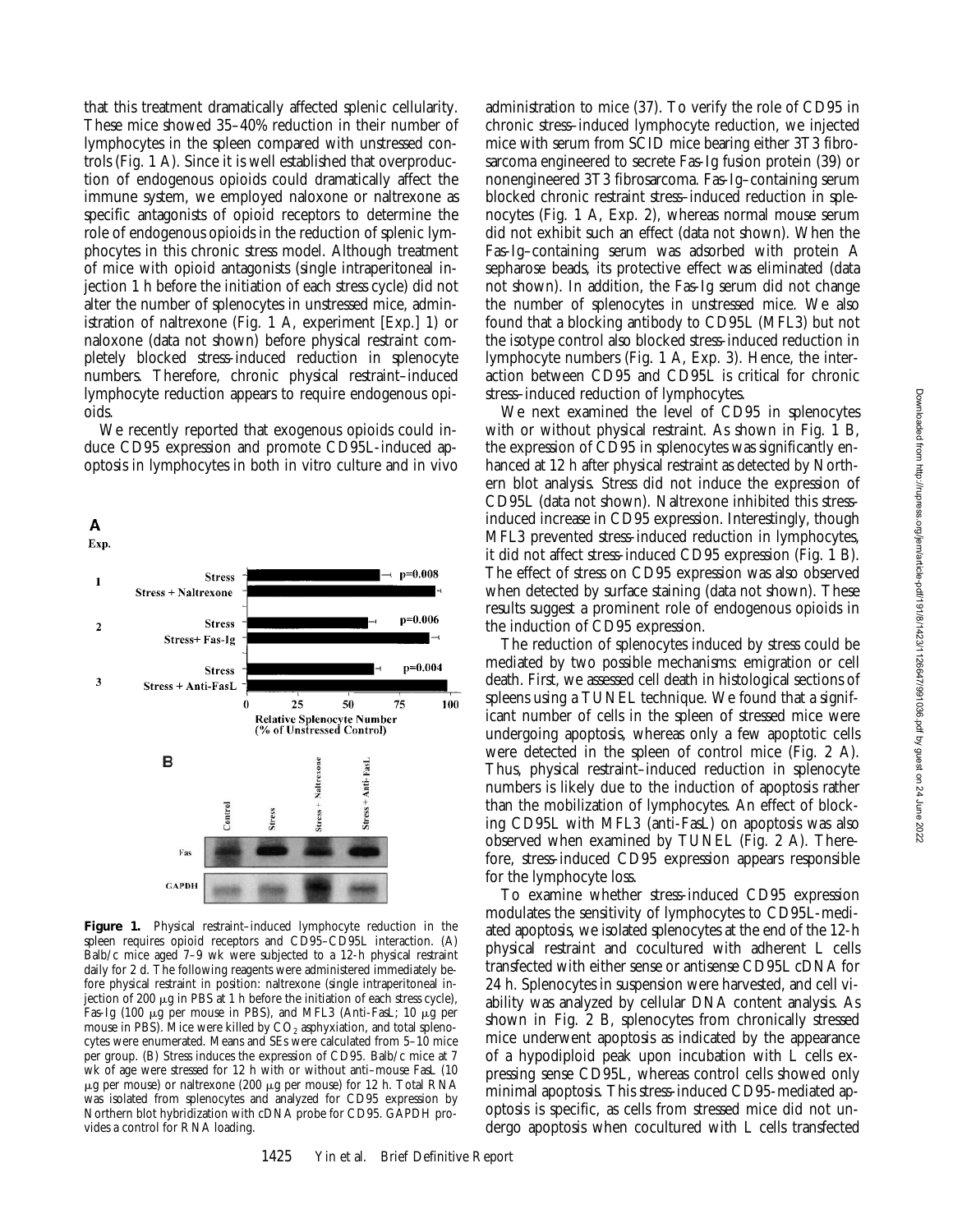that this treatment dramatically affected splenic cellularity. These mice showed 35–40% reduction in their number of lymphocytes in the spleen compared with unstressed controls (Fig. 1 A). Since it is well established that overproduction of endogenous opioids could dramatically affect the immune system, we employed naloxone or naltrexone as specific antagonists of opioid receptors to determine the role of endogenous opioids in the reduction of splenic lymphocytes in this chronic stress model. Although treatment of mice with opioid antagonists (single intraperitoneal injection 1 h before the initiation of each stress cycle) did not alter the number of splenocytes in unstressed mice, administration of naltrexone (Fig. 1 A, experiment [Exp.] 1) or naloxone (data not shown) before physical restraint completely blocked stress-induced reduction in splenocyte numbers. Therefore, chronic physical restraint–induced lymphocyte reduction appears to require endogenous opioids.

We recently reported that exogenous opioids could induce CD95 expression and promote CD95L-induced apoptosis in lymphocytes in both in vitro culture and in vivo administration to mice (37). To verify the role of CD95 in chronic stress–induced lymphocyte reduction, we injected mice with serum from SCID mice bearing either 3T3 fibrosarcoma engineered to secrete Fas-Ig fusion protein (39) or nonengineered 3T3 fibrosarcoma. Fas-Ig–containing serum blocked chronic restraint stress–induced reduction in splenocytes (Fig. 1 A, Exp. 2), whereas normal mouse serum did not exhibit such an effect (data not shown). When the Fas-Ig–containing serum was adsorbed with protein A sepharose beads, its protective effect was eliminated (data not shown). In addition, the Fas-Ig serum did not change the number of splenocytes in unstressed mice. We also found that a blocking antibody to CD95L (MFL3) but not the isotype control also blocked stress-induced reduction in lymphocyte numbers (Fig. 1 A, Exp. 3). Hence, the interaction between CD95 and CD95L is critical for chronic stress–induced reduction of lymphocytes.

We next examined the level of CD95 in splenocytes with or without physical restraint. As shown in Fig. 1 B, the expression of CD95 in splenocytes was significantly enhanced at 12 h after physical restraint as detected by Northern blot analysis. Stress did not induce the expression of CD95L (data not shown). Naltrexone inhibited this stress-induced increase in CD95 expression. Interestingly, though MFL3 prevented stress-induced reduction in lymphocytes, it did not affect stress-induced CD95 expression (Fig. 1 B). The effect of stress on CD95 expression was also observed when detected by surface staining (data not shown). These results suggest a prominent role of endogenous opioids in the induction of CD95 expression.

The reduction of splenocytes induced by stress could be mediated by two possible mechanisms: emigration or cell death. First, we assessed cell death in histological sections of spleens using a TUNEL technique. We found that a significant number of cells in the spleen of stressed mice were undergoing apoptosis, whereas only a few apoptotic cells were detected in the spleen of control mice (Fig. 2 A). Thus, physical restraint–induced reduction in splenocyte numbers is likely due to the induction of apoptosis rather than the mobilization of lymphocytes. An effect of blocking CD95L with MFL3 (anti-FasL) on apoptosis was also observed when examined by TUNEL (Fig. 2 A). Therefore, stress-induced CD95 expression appears responsible for the lymphocyte loss.

To examine whether stress-induced CD95 expression modulates the sensitivity of lymphocytes to CD95L-mediated apoptosis, we isolated splenocytes at the end of the 12-h physical restraint and cocultured with adherent L cells transfected with either sense or antisense CD95L cDNA for 24 h. Splenocytes in suspension were harvested, and cell viability was analyzed by cellular DNA content analysis. As shown in Fig. 2 B, splenocytes from chronically stressed mice underwent apoptosis as indicated by the appearance of a hypodiploid peak upon incubation with L cells expressing sense CD95L, whereas control cells showed only minimal apoptosis. This stress-induced CD95-mediated apoptosis is specific, as cells from stressed mice did not undergo apoptosis when cocultured with L cells transfected

**Figure 1.** Physical restraint–induced lymphocyte reduction in the spleen requires opioid receptors and CD95–CD95L interaction. (A) Balb/c mice aged 7–9 wk were subjected to a 12-h physical restraint daily for 2 d. The following reagents were administered immediately before physical restraint in position: naltrexone (single intraperitoneal injection of 200 μg in PBS at 1 h before the initiation of each stress cycle), Fas-Ig (100 μg per mouse in PBS), and MFL3 (Anti-FasL; 10 μg per mouse in PBS). Mice were killed by $CO_2$ asphyxiation, and total splenocytes were enumerated. Means and SEs were calculated from 5–10 mice per group. (B) Stress induces the expression of CD95. Balb/c mice at 7 wk of age were stressed for 12 h with or without anti–mouse FasL (10 μg per mouse) or naltrexone (200 μg per mouse) for 12 h. Total RNA was isolated from splenocytes and analyzed for CD95 expression by Northern blot hybridization with cDNA probe for CD95. GAPDH provides a control for RNA loading.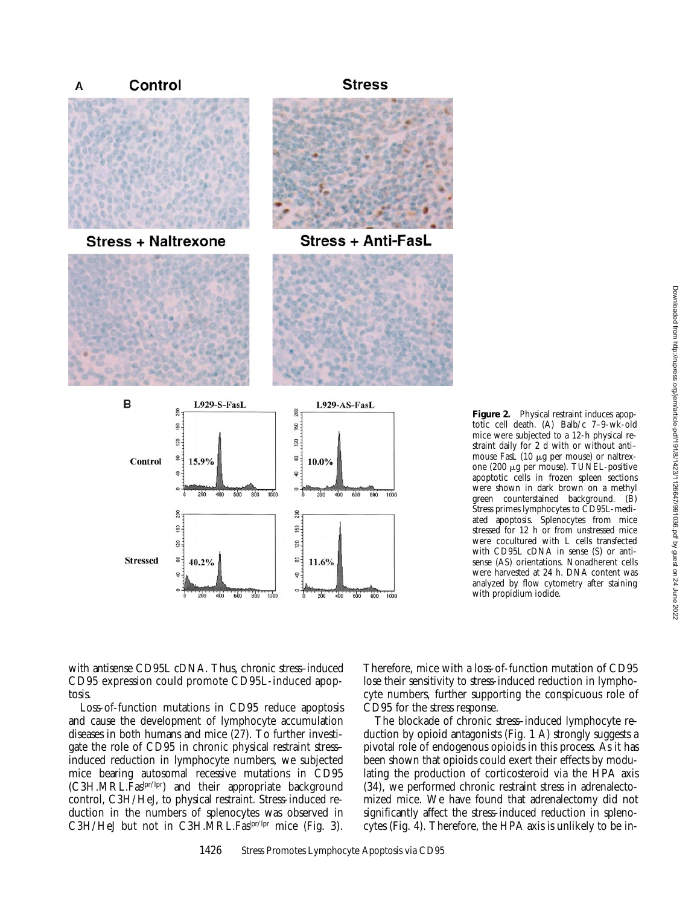**Figure 2.** Physical restraint induces apoptotic cell death. (A) Balb/c 7–9-wk-old mice were subjected to a 12-h physical restraint daily for 2 d with or without anti–mouse FasL (10 μg per mouse) or naltrexone (200 μg per mouse). TUNEL-positive apoptotic cells in frozen spleen sections were shown in dark brown on a methyl green counterstained background. (B) Stress primes lymphocytes to CD95L-mediated apoptosis. Splenocytes from mice stressed for 12 h or from unstressed mice were cocultured with L cells transfected with CD95L cDNA in sense (S) or antisense (AS) orientations. Nonadherent cells were harvested at 24 h. DNA content was analyzed by flow cytometry after staining with propidium iodide.

with antisense CD95L cDNA. Thus, chronic stress–induced CD95 expression could promote CD95L-induced apoptosis.

Loss-of-function mutations in CD95 reduce apoptosis and cause the development of lymphocyte accumulation diseases in both humans and mice (27). To further investigate the role of CD95 in chronic physical restraint stress–induced reduction in lymphocyte numbers, we subjected mice bearing autosomal recessive mutations in CD95 (C3H.MRL.Fas$^{lpr/lpr}$) and their appropriate background control, C3H/HeJ, to physical restraint. Stress-induced reduction in the numbers of splenocytes was observed in C3H/HeJ but not in C3H.MRL.Fas$^{lpr/lpr}$ mice (Fig. 3). Therefore, mice with a loss-of-function mutation of CD95 lose their sensitivity to stress-induced reduction in lymphocyte numbers, further supporting the conspicuous role of CD95 for the stress response.

The blockade of chronic stress–induced lymphocyte reduction by opioid antagonists (Fig. 1 A) strongly suggests a pivotal role of endogenous opioids in this process. As it has been shown that opioids could exert their effects by modulating the production of corticosteroid via the HPA axis (34), we performed chronic restraint stress in adrenalectomized mice. We have found that adrenalectomy did not significantly affect the stress-induced reduction in splenocytes (Fig. 4). Therefore, the HPA axis is unlikely to be in-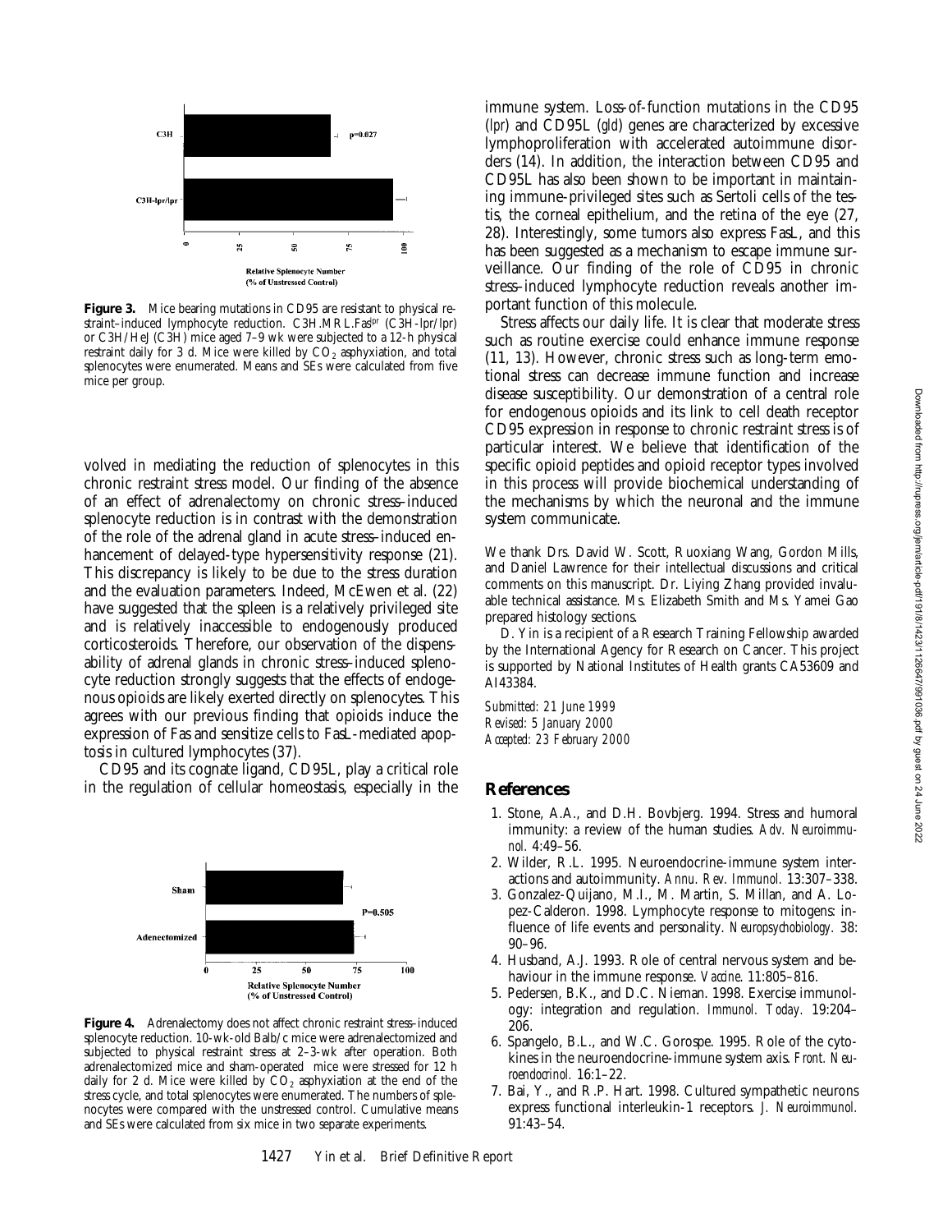**Figure 3.** Mice bearing mutations in CD95 are resistant to physical restraint–induced lymphocyte reduction. C3H.MRL.Fas[lpr] (C3H-lpr/lpr) or C3H/HeJ (C3H) mice aged 7–9 wk were subjected to a 12-h physical restraint daily for 3 d. Mice were killed by $CO_2$ asphyxiation, and total splenocytes were enumerated. Means and SEs were calculated from five mice per group.

volved in mediating the reduction of splenocytes in this chronic restraint stress model. Our finding of the absence of an effect of adrenalectomy on chronic stress–induced splenocyte reduction is in contrast with the demonstration of the role of the adrenal gland in acute stress–induced enhancement of delayed-type hypersensitivity response (21). This discrepancy is likely to be due to the stress duration and the evaluation parameters. Indeed, McEwen et al. (22) have suggested that the spleen is a relatively privileged site and is relatively inaccessible to endogenously produced corticosteroids. Therefore, our observation of the dispensability of adrenal glands in chronic stress–induced splenocyte reduction strongly suggests that the effects of endogenous opioids are likely exerted directly on splenocytes. This agrees with our previous finding that opioids induce the expression of Fas and sensitize cells to FasL-mediated apoptosis in cultured lymphocytes (37).

CD95 and its cognate ligand, CD95L, play a critical role in the regulation of cellular homeostasis, especially in the immune system. Loss-of-function mutations in the CD95 (*lpr*) and CD95L (*gld*) genes are characterized by excessive lymphoproliferation with accelerated autoimmune disorders (14). In addition, the interaction between CD95 and CD95L has also been shown to be important in maintaining immune-privileged sites such as Sertoli cells of the testis, the corneal epithelium, and the retina of the eye (27, 28). Interestingly, some tumors also express FasL, and this has been suggested as a mechanism to escape immune surveillance. Our finding of the role of CD95 in chronic stress–induced lymphocyte reduction reveals another important function of this molecule.

**Figure 4.** Adrenalectomy does not affect chronic restraint stress–induced splenocyte reduction. 10-wk-old Balb/c mice were adrenalectomized and subjected to physical restraint stress at 2–3-wk after operation. Both adrenalectomized mice and sham-operated mice were stressed for 12 h daily for 2 d. Mice were killed by $CO_2$ asphyxiation at the end of the stress cycle, and total splenocytes were enumerated. The numbers of splenocytes were compared with the unstressed control. Cumulative means and SEs were calculated from six mice in two separate experiments.

Stress affects our daily life. It is clear that moderate stress such as routine exercise could enhance immune response (11, 13). However, chronic stress such as long-term emotional stress can decrease immune function and increase disease susceptibility. Our demonstration of a central role for endogenous opioids and its link to cell death receptor CD95 expression in response to chronic restraint stress is of particular interest. We believe that identification of the specific opioid peptides and opioid receptor types involved in this process will provide biochemical understanding of the mechanisms by which the neuronal and the immune system communicate.

We thank Drs. David W. Scott, Ruoxiang Wang, Gordon Mills, and Daniel Lawrence for their intellectual discussions and critical comments on this manuscript. Dr. Liying Zhang provided invaluable technical assistance. Ms. Elizabeth Smith and Ms. Yamei Gao prepared histology sections.

D. Yin is a recipient of a Research Training Fellowship awarded by the International Agency for Research on Cancer. This project is supported by National Institutes of Health grants CA53609 and AI43384.

*Submitted: 21 June 1999*
*Revised: 5 January 2000*
*Accepted: 23 February 2000*

## References

1. Stone, A.A., and D.H. Bovbjerg. 1994. Stress and humoral immunity: a review of the human studies. *Adv. Neuroimmunol.* 4:49–56.
2. Wilder, R.L. 1995. Neuroendocrine-immune system interactions and autoimmunity. *Annu. Rev. Immunol.* 13:307–338.
3. Gonzalez-Quijano, M.I., M. Martin, S. Millan, and A. Lopez-Calderon. 1998. Lymphocyte response to mitogens: influence of life events and personality. *Neuropsychobiology.* 38: 90–96.
4. Husband, A.J. 1993. Role of central nervous system and behaviour in the immune response. *Vaccine.* 11:805–816.
5. Pedersen, B.K., and D.C. Nieman. 1998. Exercise immunology: integration and regulation. *Immunol. Today.* 19:204–206.
6. Spangelo, B.L., and W.C. Gorospe. 1995. Role of the cytokines in the neuroendocrine-immune system axis. *Front. Neuroendocrinol.* 16:1–22.
7. Bai, Y., and R.P. Hart. 1998. Cultured sympathetic neurons express functional interleukin-1 receptors. *J. Neuroimmunol.* 91:43–54.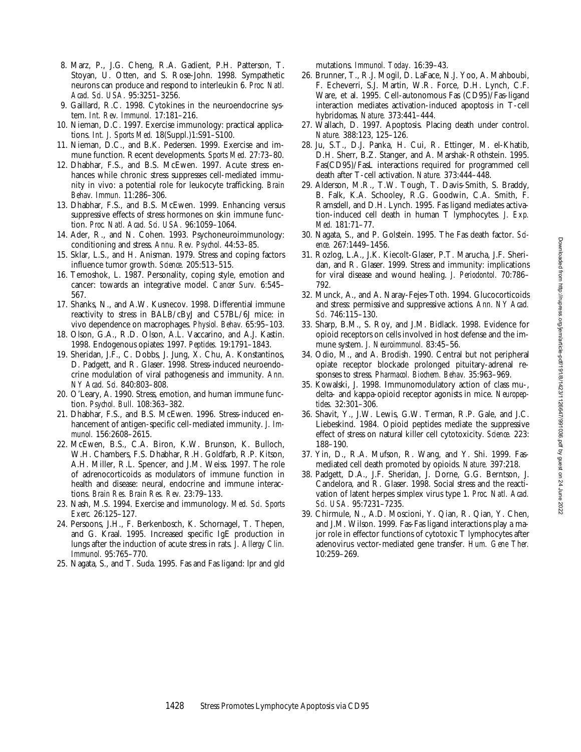8. Marz, P., J.G. Cheng, R.A. Gadient, P.H. Patterson, T. Stoyan, U. Otten, and S. Rose-John. 1998. Sympathetic neurons can produce and respond to interleukin 6. *Proc. Natl. Acad. Sci. USA.* 95:3251–3256.
9. Gaillard, R.C. 1998. Cytokines in the neuroendocrine system. *Int. Rev. Immunol.* 17:181–216.
10. Nieman, D.C. 1997. Exercise immunology: practical applications. *Int. J. Sports Med.* 18(Suppl.)1:S91–S100.
11. Nieman, D.C., and B.K. Pedersen. 1999. Exercise and immune function. Recent developments. *Sports Med.* 27:73–80.
12. Dhabhar, F.S., and B.S. McEwen. 1997. Acute stress enhances while chronic stress suppresses cell-mediated immunity in vivo: a potential role for leukocyte trafficking. *Brain Behav. Immun.* 11:286–306.
13. Dhabhar, F.S., and B.S. McEwen. 1999. Enhancing versus suppressive effects of stress hormones on skin immune function. *Proc. Natl. Acad. Sci. USA.* 96:1059–1064.
14. Ader, R., and N. Cohen. 1993. Psychoneuroimmunology: conditioning and stress. *Annu. Rev. Psychol.* 44:53–85.
15. Sklar, L.S., and H. Anisman. 1979. Stress and coping factors influence tumor growth. *Science.* 205:513–515.
16. Temoshok, L. 1987. Personality, coping style, emotion and cancer: towards an integrative model. *Cancer Surv.* 6:545–567.
17. Shanks, N., and A.W. Kusnecov. 1998. Differential immune reactivity to stress in BALB/cByJ and C57BL/6J mice: in vivo dependence on macrophages. *Physiol. Behav.* 65:95–103.
18. Olson, G.A., R.D. Olson, A.L. Vaccarino, and A.J. Kastin. 1998. Endogenous opiates: 1997. *Peptides.* 19:1791–1843.
19. Sheridan, J.F., C. Dobbs, J. Jung, X. Chu, A. Konstantinos, D. Padgett, and R. Glaser. 1998. Stress-induced neuroendocrine modulation of viral pathogenesis and immunity. *Ann. NY Acad. Sci.* 840:803–808.
20. O'Leary, A. 1990. Stress, emotion, and human immune function. *Psychol. Bull.* 108:363–382.
21. Dhabhar, F.S., and B.S. McEwen. 1996. Stress-induced enhancement of antigen-specific cell-mediated immunity. *J. Immunol.* 156:2608–2615.
22. McEwen, B.S., C.A. Biron, K.W. Brunson, K. Bulloch, W.H. Chambers, F.S. Dhabhar, R.H. Goldfarb, R.P. Kitson, A.H. Miller, R.L. Spencer, and J.M. Weiss. 1997. The role of adrenocorticoids as modulators of immune function in health and disease: neural, endocrine and immune interactions. *Brain Res. Brain Res. Rev.* 23:79–133.
23. Nash, M.S. 1994. Exercise and immunology. *Med. Sci. Sports Exerc.* 26:125–127.
24. Persoons, J.H., F. Berkenbosch, K. Schornagel, T. Thepen, and G. Kraal. 1995. Increased specific IgE production in lungs after the induction of acute stress in rats. *J. Allergy Clin. Immunol.* 95:765–770.
25. Nagata, S., and T. Suda. 1995. Fas and Fas ligand: lpr and gld mutations. *Immunol. Today.* 16:39–43.
26. Brunner, T., R.J. Mogil, D. LaFace, N.J. Yoo, A. Mahboubi, F. Echeverri, S.J. Martin, W.R. Force, D.H. Lynch, C.F. Ware, et al. 1995. Cell-autonomous Fas (CD95)/Fas-ligand interaction mediates activation-induced apoptosis in T-cell hybridomas. *Nature.* 373:441–444.
27. Wallach, D. 1997. Apoptosis. Placing death under control. *Nature.* 388:123, 125–126.
28. Ju, S.T., D.J. Panka, H. Cui, R. Ettinger, M. el-Khatib, D.H. Sherr, B.Z. Stanger, and A. Marshak-Rothstein. 1995. Fas(CD95)/FasL interactions required for programmed cell death after T-cell activation. *Nature.* 373:444–448.
29. Alderson, M.R., T.W. Tough, T. Davis-Smith, S. Braddy, B. Falk, K.A. Schooley, R.G. Goodwin, C.A. Smith, F. Ramsdell, and D.H. Lynch. 1995. Fas ligand mediates activation-induced cell death in human T lymphocytes. *J. Exp. Med.* 181:71–77.
30. Nagata, S., and P. Golstein. 1995. The Fas death factor. *Science.* 267:1449–1456.
31. Rozlog, L.A., J.K. Kiecolt-Glaser, P.T. Marucha, J.F. Sheridan, and R. Glaser. 1999. Stress and immunity: implications for viral disease and wound healing. *J. Periodontol.* 70:786–792.
32. Munck, A., and A. Naray-Fejes-Toth. 1994. Glucocorticoids and stress: permissive and suppressive actions. *Ann. NY Acad. Sci.* 746:115–130.
33. Sharp, B.M., S. Roy, and J.M. Bidlack. 1998. Evidence for opioid receptors on cells involved in host defense and the immune system. *J. Neuroimmunol.* 83:45–56.
34. Odio, M., and A. Brodish. 1990. Central but not peripheral opiate receptor blockade prolonged pituitary-adrenal responses to stress. *Pharmacol. Biochem. Behav.* 35:963–969.
35. Kowalski, J. 1998. Immunomodulatory action of class mu-, delta- and kappa-opioid receptor agonists in mice. *Neuropeptides.* 32:301–306.
36. Shavit, Y., J.W. Lewis, G.W. Terman, R.P. Gale, and J.C. Liebeskind. 1984. Opioid peptides mediate the suppressive effect of stress on natural killer cell cytotoxicity. *Science.* 223:188–190.
37. Yin, D., R.A. Mufson, R. Wang, and Y. Shi. 1999. Fas-mediated cell death promoted by opioids. *Nature.* 397:218.
38. Padgett, D.A., J.F. Sheridan, J. Dorne, G.G. Berntson, J. Candelora, and R. Glaser. 1998. Social stress and the reactivation of latent herpes simplex virus type 1. *Proc. Natl. Acad. Sci. USA.* 95:7231–7235.
39. Chirmule, N., A.D. Moscioni, Y. Qian, R. Qian, Y. Chen, and J.M. Wilson. 1999. Fas-Fas ligand interactions play a major role in effector functions of cytotoxic T lymphocytes after adenovirus vector-mediated gene transfer. *Hum. Gene Ther.* 10:259–269.